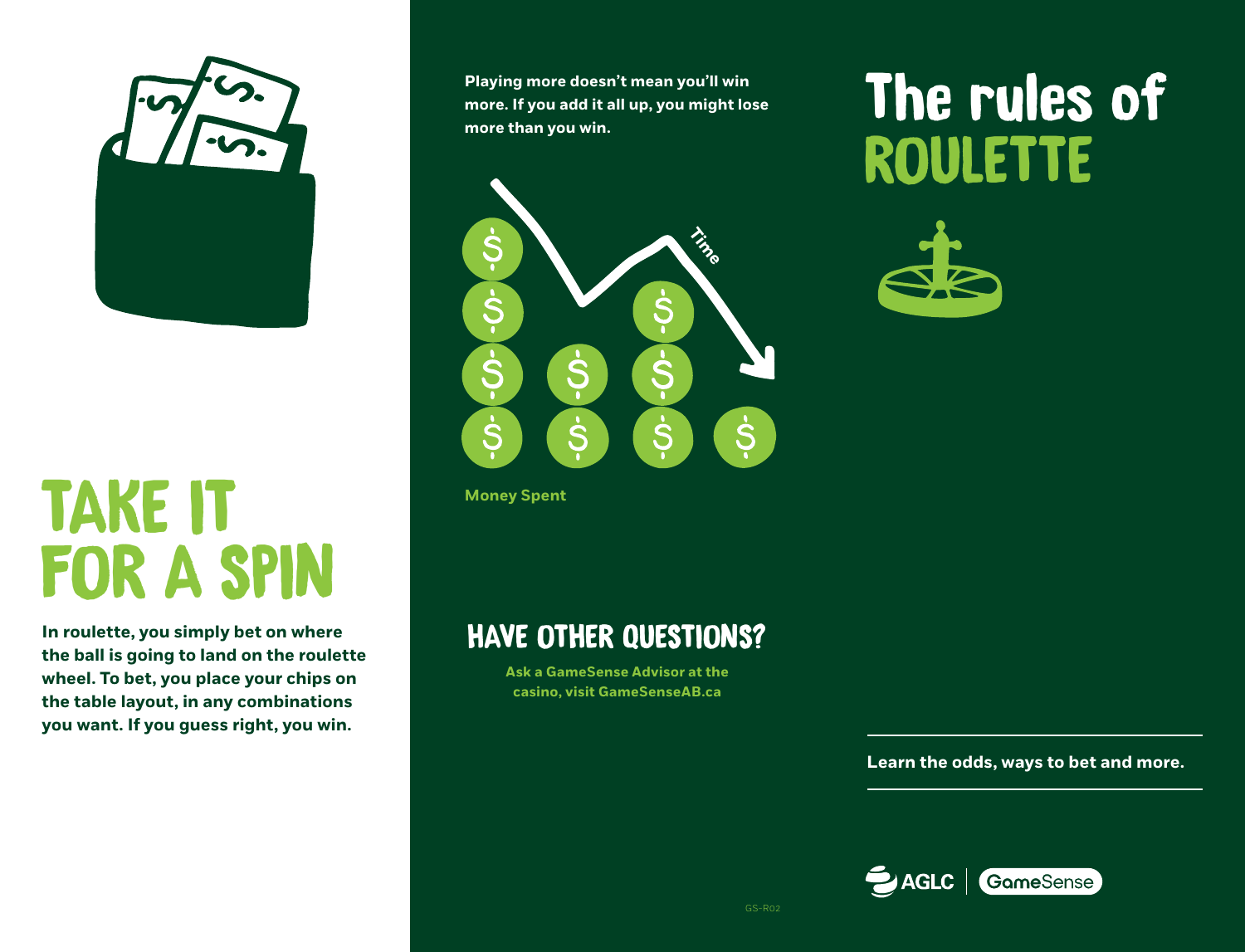# TAKE IT FOR A SPIN

**In roulette, you simply bet on where the ball is going to land on the roulette wheel. To bet, you place your chips on the table layout, in any combinations you want. If you guess right, you win.**

**Playing more doesn't mean you'll win more. If you add it all up, you might lose more than you win.**

Time

Money Spent

## HAVE OTHER QUESTIONS?

**Ask a GameSense Advisor at the casino, visit GameSenseAB.ca**

# The rules of ROULETTE

**Learn the odds, ways to bet and more.**

AGLC | GameSense

GS-R02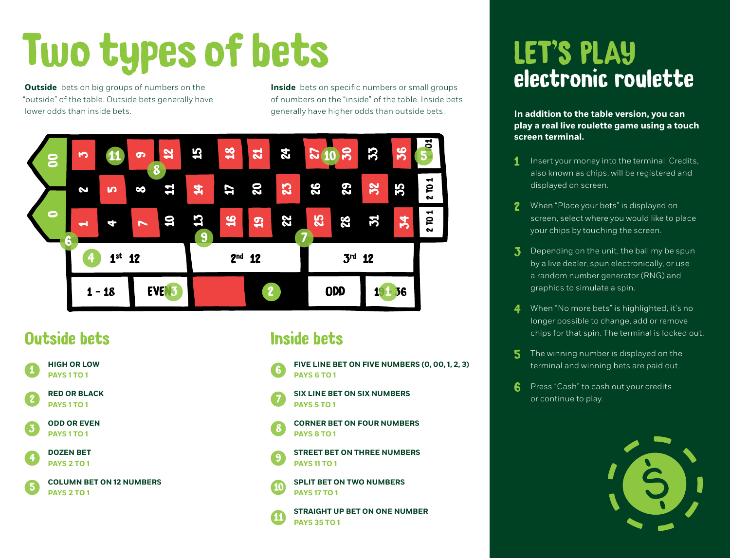# Two types of bets

**Outside** bets on big groups of numbers on the "outside" of the table. Outside bets generally have lower odds than inside bets.

**Inside** bets on specific numbers or small groups of numbers on the "inside" of the table. Inside bets generally have higher odds than outside bets.

## Outside bets

1. **HIGH OR LOW**
   **PAYS 1 TO 1**
2. **RED OR BLACK**
   **PAYS 1 TO 1**
3. **ODD OR EVEN**
   **PAYS 1 TO 1**
4. **DOZEN BET**
   **PAYS 2 TO 1**
5. **COLUMN BET ON 12 NUMBERS**
   **PAYS 2 TO 1**

## Inside bets

6. **FIVE LINE BET ON FIVE NUMBERS (0, 00, 1, 2, 3)**
   **PAYS 6 TO 1**
7. **SIX LINE BET ON SIX NUMBERS**
   **PAYS 5 TO 1**
8. **CORNER BET ON FOUR NUMBERS**
   **PAYS 8 TO 1**
9. **STREET BET ON THREE NUMBERS**
   **PAYS 11 TO 1**
10. **SPLIT BET ON TWO NUMBERS**
    **PAYS 17 TO 1**
11. **STRAIGHT UP BET ON ONE NUMBER**
    **PAYS 35 TO 1**

# LET'S PLAY electronic roulette

**In addition to the table version, you can play a real live roulette game using a touch screen terminal.**

1. Insert your money into the terminal. Credits, also known as chips, will be registered and displayed on screen.
2. When "Place your bets" is displayed on screen, select where you would like to place your chips by touching the screen.
3. Depending on the unit, the ball my be spun by a live dealer, spun electronically, or use a random number generator (RNG) and graphics to simulate a spin.
4. When "No more bets" is highlighted, it's no longer possible to change, add or remove chips for that spin. The terminal is locked out.
5. The winning number is displayed on the terminal and winning bets are paid out.
6. Press "Cash" to cash out your credits or continue to play.